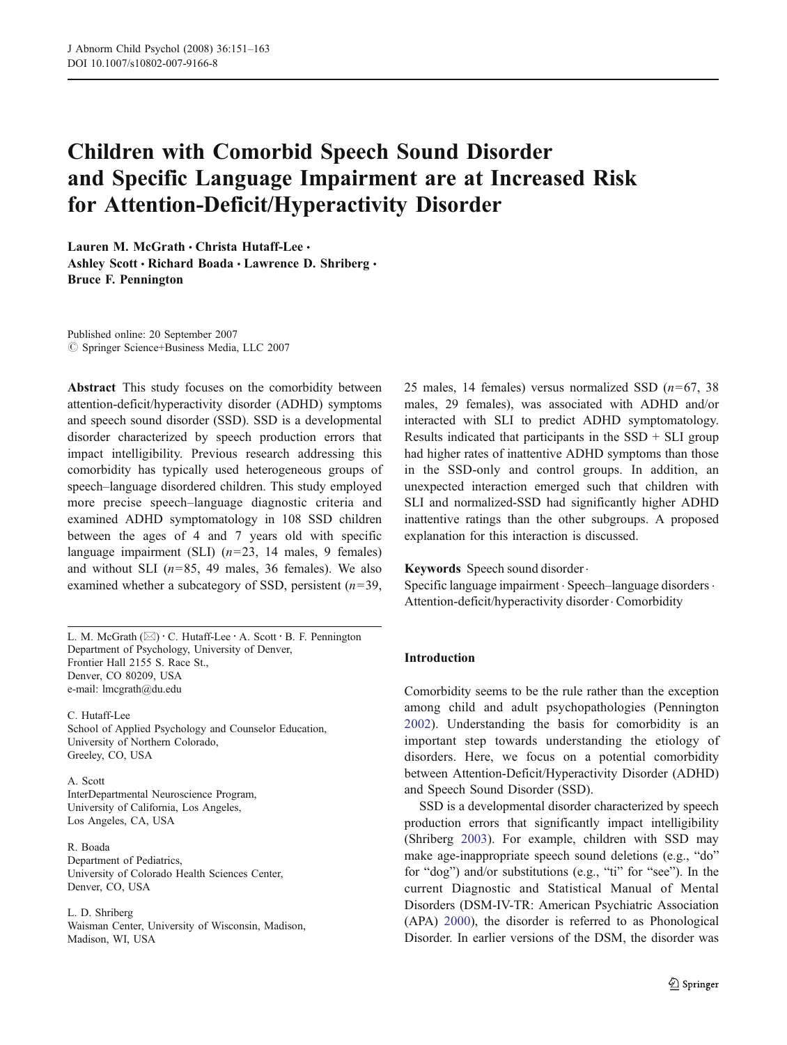# Children with Comorbid Speech Sound Disorder and Specific Language Impairment are at Increased Risk for Attention-Deficit/Hyperactivity Disorder

**Lauren M. McGrath · Christa Hutaff-Lee · Ashley Scott · Richard Boada · Lawrence D. Shriberg · Bruce F. Pennington**

Published online: 20 September 2007
© Springer Science+Business Media, LLC 2007

**Abstract** This study focuses on the comorbidity between attention-deficit/hyperactivity disorder (ADHD) symptoms and speech sound disorder (SSD). SSD is a developmental disorder characterized by speech production errors that impact intelligibility. Previous research addressing this comorbidity has typically used heterogeneous groups of speech–language disordered children. This study employed more precise speech–language diagnostic criteria and examined ADHD symptomatology in 108 SSD children between the ages of 4 and 7 years old with specific language impairment (SLI) ($n=23$, 14 males, 9 females) and without SLI ($n=85$, 49 males, 36 females). We also examined whether a subcategory of SSD, persistent ($n=39$, 25 males, 14 females) versus normalized SSD ($n=67$, 38 males, 29 females), was associated with ADHD and/or interacted with SLI to predict ADHD symptomatology. Results indicated that participants in the SSD + SLI group had higher rates of inattentive ADHD symptoms than those in the SSD-only and control groups. In addition, an unexpected interaction emerged such that children with SLI and normalized-SSD had significantly higher ADHD inattentive ratings than the other subgroups. A proposed explanation for this interaction is discussed.

**Keywords** Speech sound disorder · Specific language impairment · Speech–language disorders · Attention-deficit/hyperactivity disorder · Comorbidity

L. M. McGrath (✉) · C. Hutaff-Lee · A. Scott · B. F. Pennington
Department of Psychology, University of Denver,
Frontier Hall 2155 S. Race St.,
Denver, CO 80209, USA
e-mail: lmcgrath@du.edu

C. Hutaff-Lee
School of Applied Psychology and Counselor Education,
University of Northern Colorado,
Greeley, CO, USA

A. Scott
InterDepartmental Neuroscience Program,
University of California, Los Angeles,
Los Angeles, CA, USA

R. Boada
Department of Pediatrics,
University of Colorado Health Sciences Center,
Denver, CO, USA

L. D. Shriberg
Waisman Center, University of Wisconsin, Madison,
Madison, WI, USA

## Introduction

Comorbidity seems to be the rule rather than the exception among child and adult psychopathologies (Pennington 2002). Understanding the basis for comorbidity is an important step towards understanding the etiology of disorders. Here, we focus on a potential comorbidity between Attention-Deficit/Hyperactivity Disorder (ADHD) and Speech Sound Disorder (SSD).

SSD is a developmental disorder characterized by speech production errors that significantly impact intelligibility (Shriberg 2003). For example, children with SSD may make age-inappropriate speech sound deletions (e.g., "do" for "dog") and/or substitutions (e.g., "ti" for "see"). In the current Diagnostic and Statistical Manual of Mental Disorders (DSM-IV-TR: American Psychiatric Association (APA) 2000), the disorder is referred to as Phonological Disorder. In earlier versions of the DSM, the disorder was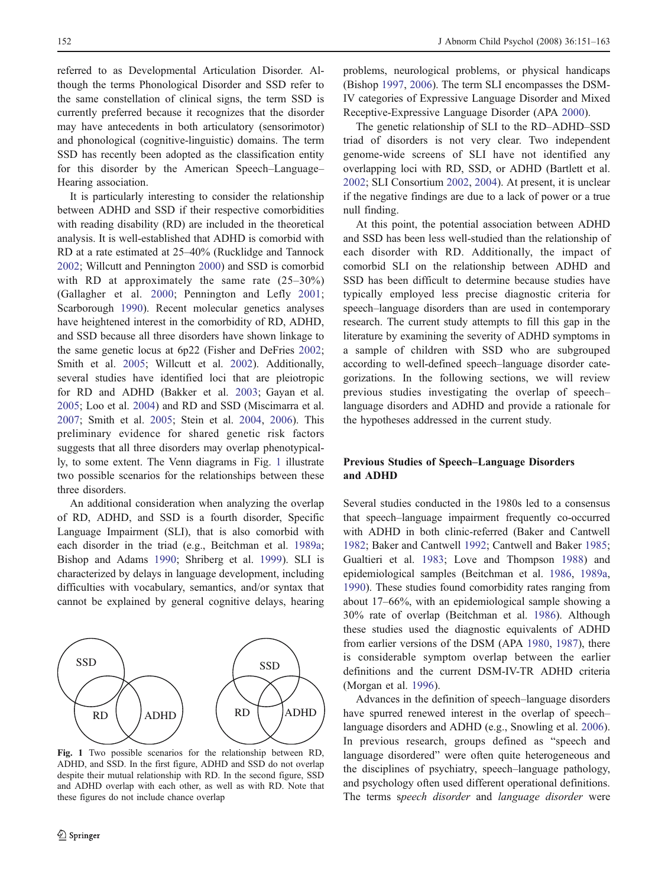referred to as Developmental Articulation Disorder. Although the terms Phonological Disorder and SSD refer to the same constellation of clinical signs, the term SSD is currently preferred because it recognizes that the disorder may have antecedents in both articulatory (sensorimotor) and phonological (cognitive-linguistic) domains. The term SSD has recently been adopted as the classification entity for this disorder by the American Speech–Language–Hearing association.

It is particularly interesting to consider the relationship between ADHD and SSD if their respective comorbidities with reading disability (RD) are included in the theoretical analysis. It is well-established that ADHD is comorbid with RD at a rate estimated at 25–40% (Rucklidge and Tannock 2002; Willcutt and Pennington 2000) and SSD is comorbid with RD at approximately the same rate (25–30%) (Gallagher et al. 2000; Pennington and Lefly 2001; Scarborough 1990). Recent molecular genetics analyses have heightened interest in the comorbidity of RD, ADHD, and SSD because all three disorders have shown linkage to the same genetic locus at 6p22 (Fisher and DeFries 2002; Smith et al. 2005; Willcutt et al. 2002). Additionally, several studies have identified loci that are pleiotropic for RD and ADHD (Bakker et al. 2003; Gayan et al. 2005; Loo et al. 2004) and RD and SSD (Miscimarra et al. 2007; Smith et al. 2005; Stein et al. 2004, 2006). This preliminary evidence for shared genetic risk factors suggests that all three disorders may overlap phenotypically, to some extent. The Venn diagrams in Fig. 1 illustrate two possible scenarios for the relationships between these three disorders.

An additional consideration when analyzing the overlap of RD, ADHD, and SSD is a fourth disorder, Specific Language Impairment (SLI), that is also comorbid with each disorder in the triad (e.g., Beitchman et al. 1989a; Bishop and Adams 1990; Shriberg et al. 1999). SLI is characterized by delays in language development, including difficulties with vocabulary, semantics, and/or syntax that cannot be explained by general cognitive delays, hearing problems, neurological problems, or physical handicaps (Bishop 1997, 2006). The term SLI encompasses the DSM-IV categories of Expressive Language Disorder and Mixed Receptive-Expressive Language Disorder (APA 2000).

SSD

RD

ADHD

SSD

RD

ADHD

**Fig. 1** Two possible scenarios for the relationship between RD, ADHD, and SSD. In the first figure, ADHD and SSD do not overlap despite their mutual relationship with RD. In the second figure, SSD and ADHD overlap with each other, as well as with RD. Note that these figures do not include chance overlap

The genetic relationship of SLI to the RD–ADHD–SSD triad of disorders is not very clear. Two independent genome-wide screens of SLI have not identified any overlapping loci with RD, SSD, or ADHD (Bartlett et al. 2002; SLI Consortium 2002, 2004). At present, it is unclear if the negative findings are due to a lack of power or a true null finding.

At this point, the potential association between ADHD and SSD has been less well-studied than the relationship of each disorder with RD. Additionally, the impact of comorbid SLI on the relationship between ADHD and SSD has been difficult to determine because studies have typically employed less precise diagnostic criteria for speech–language disorders than are used in contemporary research. The current study attempts to fill this gap in the literature by examining the severity of ADHD symptoms in a sample of children with SSD who are subgrouped according to well-defined speech–language disorder categorizations. In the following sections, we will review previous studies investigating the overlap of speech–language disorders and ADHD and provide a rationale for the hypotheses addressed in the current study.

## Previous Studies of Speech–Language Disorders and ADHD

Several studies conducted in the 1980s led to a consensus that speech–language impairment frequently co-occurred with ADHD in both clinic-referred (Baker and Cantwell 1982; Baker and Cantwell 1992; Cantwell and Baker 1985; Gualtieri et al. 1983; Love and Thompson 1988) and epidemiological samples (Beitchman et al. 1986, 1989a, 1990). These studies found comorbidity rates ranging from about 17–66%, with an epidemiological sample showing a 30% rate of overlap (Beitchman et al. 1986). Although these studies used the diagnostic equivalents of ADHD from earlier versions of the DSM (APA 1980, 1987), there is considerable symptom overlap between the earlier definitions and the current DSM-IV-TR ADHD criteria (Morgan et al. 1996).

Advances in the definition of speech–language disorders have spurred renewed interest in the overlap of speech–language disorders and ADHD (e.g., Snowling et al. 2006). In previous research, groups defined as "speech and language disordered" were often quite heterogeneous and the disciplines of psychiatry, speech–language pathology, and psychology often used different operational definitions. The terms *speech disorder* and *language disorder* were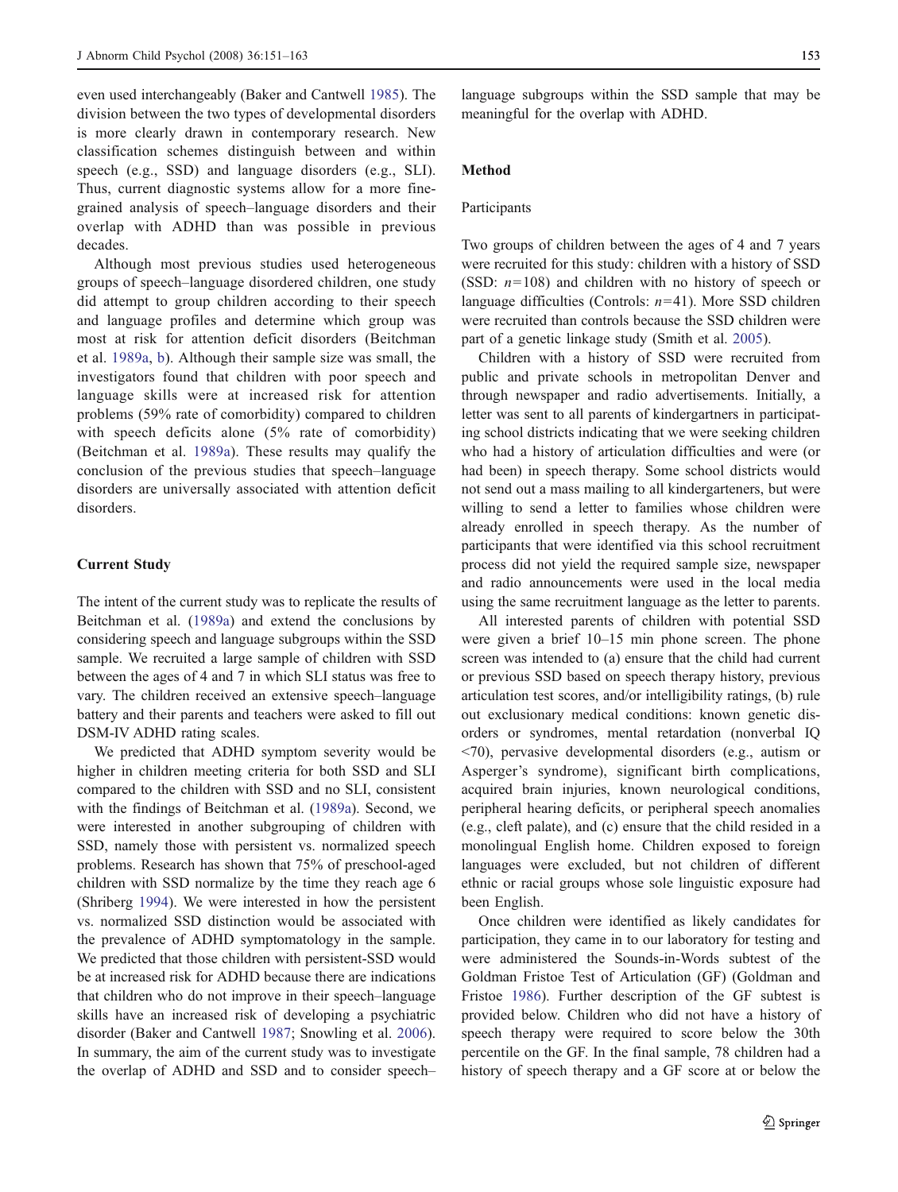even used interchangeably (Baker and Cantwell 1985). The division between the two types of developmental disorders is more clearly drawn in contemporary research. New classification schemes distinguish between and within speech (e.g., SSD) and language disorders (e.g., SLI). Thus, current diagnostic systems allow for a more fine-grained analysis of speech–language disorders and their overlap with ADHD than was possible in previous decades.

Although most previous studies used heterogeneous groups of speech–language disordered children, one study did attempt to group children according to their speech and language profiles and determine which group was most at risk for attention deficit disorders (Beitchman et al. 1989a, b). Although their sample size was small, the investigators found that children with poor speech and language skills were at increased risk for attention problems (59% rate of comorbidity) compared to children with speech deficits alone (5% rate of comorbidity) (Beitchman et al. 1989a). These results may qualify the conclusion of the previous studies that speech–language disorders are universally associated with attention deficit disorders.

### Current Study

The intent of the current study was to replicate the results of Beitchman et al. (1989a) and extend the conclusions by considering speech and language subgroups within the SSD sample. We recruited a large sample of children with SSD between the ages of 4 and 7 in which SLI status was free to vary. The children received an extensive speech–language battery and their parents and teachers were asked to fill out DSM-IV ADHD rating scales.

We predicted that ADHD symptom severity would be higher in children meeting criteria for both SSD and SLI compared to the children with SSD and no SLI, consistent with the findings of Beitchman et al. (1989a). Second, we were interested in another subgrouping of children with SSD, namely those with persistent vs. normalized speech problems. Research has shown that 75% of preschool-aged children with SSD normalize by the time they reach age 6 (Shriberg 1994). We were interested in how the persistent vs. normalized SSD distinction would be associated with the prevalence of ADHD symptomatology in the sample. We predicted that those children with persistent-SSD would be at increased risk for ADHD because there are indications that children who do not improve in their speech–language skills have an increased risk of developing a psychiatric disorder (Baker and Cantwell 1987; Snowling et al. 2006). In summary, the aim of the current study was to investigate the overlap of ADHD and SSD and to consider speech–language subgroups within the SSD sample that may be meaningful for the overlap with ADHD.

## Method

### Participants

Two groups of children between the ages of 4 and 7 years were recruited for this study: children with a history of SSD (SSD: $n=108$) and children with no history of speech or language difficulties (Controls: $n=41$). More SSD children were recruited than controls because the SSD children were part of a genetic linkage study (Smith et al. 2005).

Children with a history of SSD were recruited from public and private schools in metropolitan Denver and through newspaper and radio advertisements. Initially, a letter was sent to all parents of kindergartners in participating school districts indicating that we were seeking children who had a history of articulation difficulties and were (or had been) in speech therapy. Some school districts would not send out a mass mailing to all kindergarteners, but were willing to send a letter to families whose children were already enrolled in speech therapy. As the number of participants that were identified via this school recruitment process did not yield the required sample size, newspaper and radio announcements were used in the local media using the same recruitment language as the letter to parents.

All interested parents of children with potential SSD were given a brief 10–15 min phone screen. The phone screen was intended to (a) ensure that the child had current or previous SSD based on speech therapy history, previous articulation test scores, and/or intelligibility ratings, (b) rule out exclusionary medical conditions: known genetic disorders or syndromes, mental retardation (nonverbal IQ <70), pervasive developmental disorders (e.g., autism or Asperger's syndrome), significant birth complications, acquired brain injuries, known neurological conditions, peripheral hearing deficits, or peripheral speech anomalies (e.g., cleft palate), and (c) ensure that the child resided in a monolingual English home. Children exposed to foreign languages were excluded, but not children of different ethnic or racial groups whose sole linguistic exposure had been English.

Once children were identified as likely candidates for participation, they came in to our laboratory for testing and were administered the Sounds-in-Words subtest of the Goldman Fristoe Test of Articulation (GF) (Goldman and Fristoe 1986). Further description of the GF subtest is provided below. Children who did not have a history of speech therapy were required to score below the 30th percentile on the GF. In the final sample, 78 children had a history of speech therapy and a GF score at or below the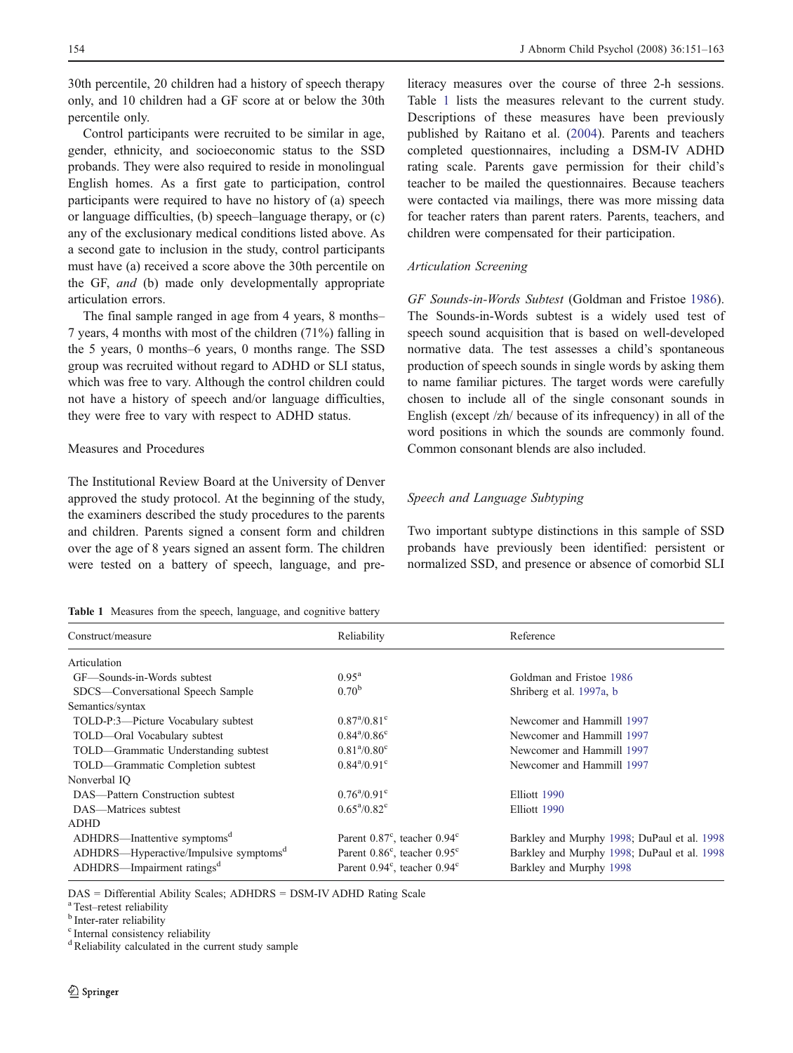30th percentile, 20 children had a history of speech therapy only, and 10 children had a GF score at or below the 30th percentile only.

Control participants were recruited to be similar in age, gender, ethnicity, and socioeconomic status to the SSD probands. They were also required to reside in monolingual English homes. As a first gate to participation, control participants were required to have no history of (a) speech or language difficulties, (b) speech–language therapy, or (c) any of the exclusionary medical conditions listed above. As a second gate to inclusion in the study, control participants must have (a) received a score above the 30th percentile on the GF, *and* (b) made only developmentally appropriate articulation errors.

The final sample ranged in age from 4 years, 8 months–7 years, 4 months with most of the children (71%) falling in the 5 years, 0 months–6 years, 0 months range. The SSD group was recruited without regard to ADHD or SLI status, which was free to vary. Although the control children could not have a history of speech and/or language difficulties, they were free to vary with respect to ADHD status.

## Measures and Procedures

The Institutional Review Board at the University of Denver approved the study protocol. At the beginning of the study, the examiners described the study procedures to the parents and children. Parents signed a consent form and children over the age of 8 years signed an assent form. The children were tested on a battery of speech, language, and pre-literacy measures over the course of three 2-h sessions. Table 1 lists the measures relevant to the current study. Descriptions of these measures have been previously published by Raitano et al. (2004). Parents and teachers completed questionnaires, including a DSM-IV ADHD rating scale. Parents gave permission for their child's teacher to be mailed the questionnaires. Because teachers were contacted via mailings, there was more missing data for teacher raters than parent raters. Parents, teachers, and children were compensated for their participation.

### *Articulation Screening*

*GF Sounds-in-Words Subtest* (Goldman and Fristoe 1986). The Sounds-in-Words subtest is a widely used test of speech sound acquisition that is based on well-developed normative data. The test assesses a child's spontaneous production of speech sounds in single words by asking them to name familiar pictures. The target words were carefully chosen to include all of the single consonant sounds in English (except /zh/ because of its infrequency) in all of the word positions in which the sounds are commonly found. Common consonant blends are also included.

### *Speech and Language Subtyping*

Two important subtype distinctions in this sample of SSD probands have previously been identified: persistent or normalized SSD, and presence or absence of comorbid SLI

**Table 1** Measures from the speech, language, and cognitive battery

| Construct/measure | Reliability | Reference |
|---|---|---|
| Articulation | | |
| GF—Sounds-in-Words subtest | 0.95[a] | Goldman and Fristoe 1986 |
| SDCS—Conversational Speech Sample | 0.70[b] | Shriberg et al. 1997a, b |
| Semantics/syntax | | |
| TOLD-P:3—Picture Vocabulary subtest | 0.87[a]/0.81[c] | Newcomer and Hammill 1997 |
| TOLD—Oral Vocabulary subtest | 0.84[a]/0.86[c] | Newcomer and Hammill 1997 |
| TOLD—Grammatic Understanding subtest | 0.81[a]/0.80[c] | Newcomer and Hammill 1997 |
| TOLD—Grammatic Completion subtest | 0.84[a]/0.91[c] | Newcomer and Hammill 1997 |
| Nonverbal IQ | | |
| DAS—Pattern Construction subtest | 0.76[a]/0.91[c] | Elliott 1990 |
| DAS—Matrices subtest | 0.65[a]/0.82[c] | Elliott 1990 |
| ADHD | | |
| ADHDRS—Inattentive symptoms[d] | Parent 0.87[c], teacher 0.94[c] | Barkley and Murphy 1998; DuPaul et al. 1998 |
| ADHDRS—Hyperactive/Impulsive symptoms[d] | Parent 0.86[c], teacher 0.95[c] | Barkley and Murphy 1998; DuPaul et al. 1998 |
| ADHDRS—Impairment ratings[d] | Parent 0.94[c], teacher 0.94[c] | Barkley and Murphy 1998 |

DAS = Differential Ability Scales; ADHDRS = DSM-IV ADHD Rating Scale
[a] Test–retest reliability
[b] Inter-rater reliability
[c] Internal consistency reliability
[d] Reliability calculated in the current study sample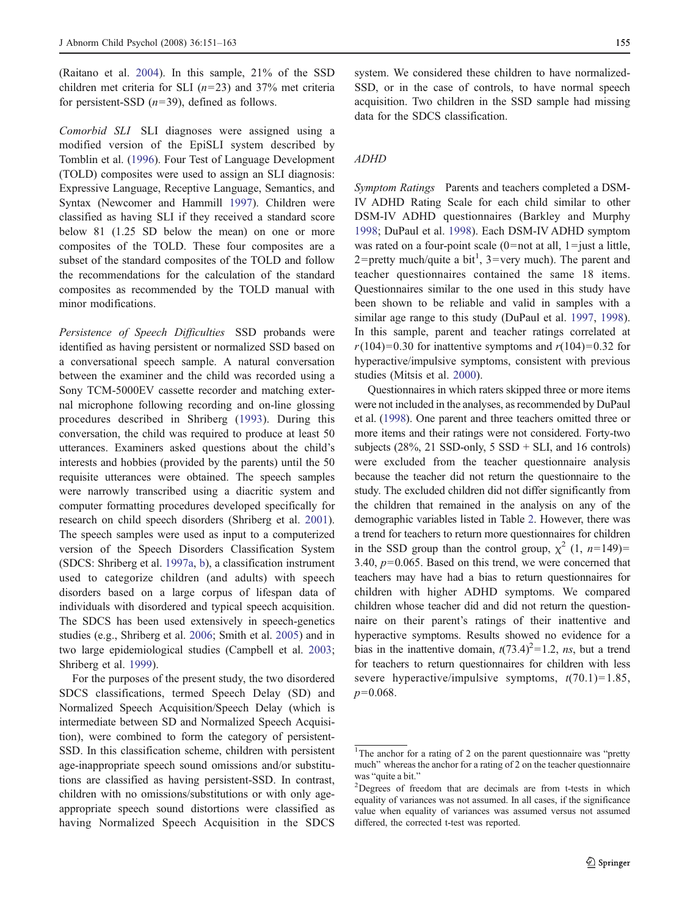(Raitano et al. 2004). In this sample, 21% of the SSD children met criteria for SLI ($n=23$) and 37% met criteria for persistent-SSD ($n=39$), defined as follows.

*Comorbid SLI* SLI diagnoses were assigned using a modified version of the EpiSLI system described by Tomblin et al. (1996). Four Test of Language Development (TOLD) composites were used to assign an SLI diagnosis: Expressive Language, Receptive Language, Semantics, and Syntax (Newcomer and Hammill 1997). Children were classified as having SLI if they received a standard score below 81 (1.25 SD below the mean) on one or more composites of the TOLD. These four composites are a subset of the standard composites of the TOLD and follow the recommendations for the calculation of the standard composites as recommended by the TOLD manual with minor modifications.

*Persistence of Speech Difficulties* SSD probands were identified as having persistent or normalized SSD based on a conversational speech sample. A natural conversation between the examiner and the child was recorded using a Sony TCM-5000EV cassette recorder and matching external microphone following recording and on-line glossing procedures described in Shriberg (1993). During this conversation, the child was required to produce at least 50 utterances. Examiners asked questions about the child's interests and hobbies (provided by the parents) until the 50 requisite utterances were obtained. The speech samples were narrowly transcribed using a diacritic system and computer formatting procedures developed specifically for research on child speech disorders (Shriberg et al. 2001). The speech samples were used as input to a computerized version of the Speech Disorders Classification System (SDCS: Shriberg et al. 1997a, b), a classification instrument used to categorize children (and adults) with speech disorders based on a large corpus of lifespan data of individuals with disordered and typical speech acquisition. The SDCS has been used extensively in speech-genetics studies (e.g., Shriberg et al. 2006; Smith et al. 2005) and in two large epidemiological studies (Campbell et al. 2003; Shriberg et al. 1999).

For the purposes of the present study, the two disordered SDCS classifications, termed Speech Delay (SD) and Normalized Speech Acquisition/Speech Delay (which is intermediate between SD and Normalized Speech Acquisition), were combined to form the category of persistent-SSD. In this classification scheme, children with persistent age-inappropriate speech sound omissions and/or substitutions are classified as having persistent-SSD. In contrast, children with no omissions/substitutions or with only age-appropriate speech sound distortions were classified as having Normalized Speech Acquisition in the SDCS system. We considered these children to have normalized-SSD, or in the case of controls, to have normal speech acquisition. Two children in the SSD sample had missing data for the SDCS classification.

### ADHD

*Symptom Ratings* Parents and teachers completed a DSM-IV ADHD Rating Scale for each child similar to other DSM-IV ADHD questionnaires (Barkley and Murphy 1998; DuPaul et al. 1998). Each DSM-IV ADHD symptom was rated on a four-point scale (0=not at all, 1=just a little, 2=pretty much/quite a bit[1], 3=very much). The parent and teacher questionnaires contained the same 18 items. Questionnaires similar to the one used in this study have been shown to be reliable and valid in samples with a similar age range to this study (DuPaul et al. 1997, 1998). In this sample, parent and teacher ratings correlated at $r(104)=0.30$ for inattentive symptoms and $r(104)=0.32$ for hyperactive/impulsive symptoms, consistent with previous studies (Mitsis et al. 2000).

Questionnaires in which raters skipped three or more items were not included in the analyses, as recommended by DuPaul et al. (1998). One parent and three teachers omitted three or more items and their ratings were not considered. Forty-two subjects (28%, 21 SSD-only, 5 SSD + SLI, and 16 controls) were excluded from the teacher questionnaire analysis because the teacher did not return the questionnaire to the study. The excluded children did not differ significantly from the children that remained in the analysis on any of the demographic variables listed in Table 2. However, there was a trend for teachers to return more questionnaires for children in the SSD group than the control group, $\chi^2$ (1, $n=149$)= 3.40, $p=0.065$. Based on this trend, we were concerned that teachers may have had a bias to return questionnaires for children with higher ADHD symptoms. We compared children whose teacher did and did not return the questionnaire on their parent's ratings of their inattentive and hyperactive symptoms. Results showed no evidence for a bias in the inattentive domain, $t(73.4)$[2]$=1.2$, *ns*, but a trend for teachers to return questionnaires for children with less severe hyperactive/impulsive symptoms, $t(70.1)=1.85$, $p=0.068$.

---

[1] The anchor for a rating of 2 on the parent questionnaire was "pretty much" whereas the anchor for a rating of 2 on the teacher questionnaire was "quite a bit."

[2] Degrees of freedom that are decimals are from t-tests in which equality of variances was not assumed. In all cases, if the significance value when equality of variances was assumed versus not assumed differed, the corrected t-test was reported.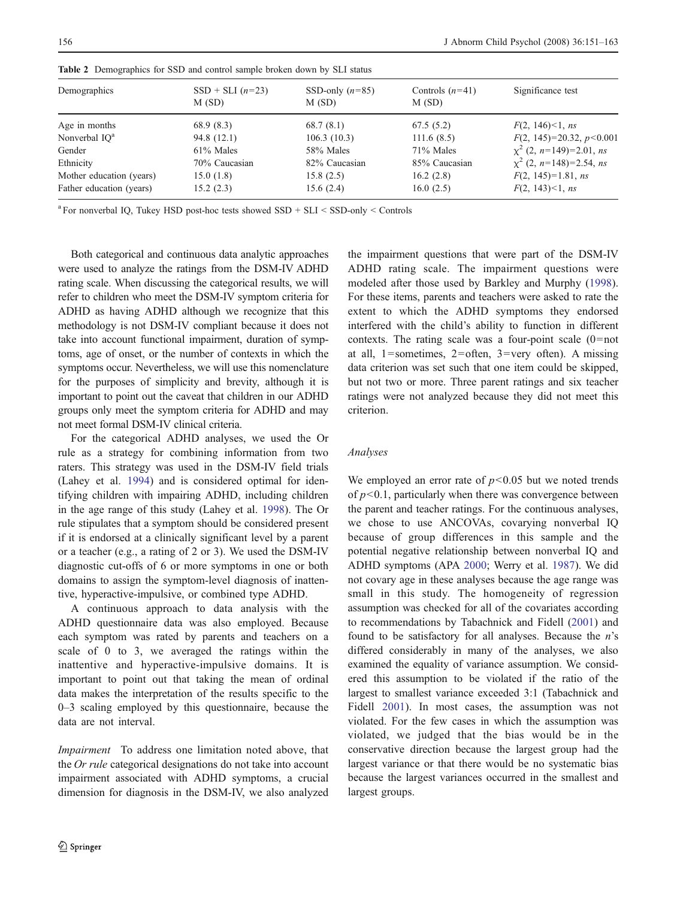**Table 2** Demographics for SSD and control sample broken down by SLI status

| Demographics | SSD + SLI ($n$=23) M (SD) | SSD-only ($n$=85) M (SD) | Controls ($n$=41) M (SD) | Significance test |
|---|---|---|---|---|
| Age in months | 68.9 (8.3) | 68.7 (8.1) | 67.5 (5.2) | $F$(2, 146)<1, *ns* |
| Nonverbal IQ[a] | 94.8 (12.1) | 106.3 (10.3) | 111.6 (8.5) | $F$(2, 145)=20.32, $p$<0.001 |
| Gender | 61% Males | 58% Males | 71% Males | $\chi^2$ (2, $n$=149)=2.01, *ns* |
| Ethnicity | 70% Caucasian | 82% Caucasian | 85% Caucasian | $\chi^2$ (2, $n$=148)=2.54, *ns* |
| Mother education (years) | 15.0 (1.8) | 15.8 (2.5) | 16.2 (2.8) | $F$(2, 145)=1.81, *ns* |
| Father education (years) | 15.2 (2.3) | 15.6 (2.4) | 16.0 (2.5) | $F$(2, 143)<1, *ns* |

[a] For nonverbal IQ, Tukey HSD post-hoc tests showed SSD + SLI < SSD-only < Controls

Both categorical and continuous data analytic approaches were used to analyze the ratings from the DSM-IV ADHD rating scale. When discussing the categorical results, we will refer to children who meet the DSM-IV symptom criteria for ADHD as having ADHD although we recognize that this methodology is not DSM-IV compliant because it does not take into account functional impairment, duration of symptoms, age of onset, or the number of contexts in which the symptoms occur. Nevertheless, we will use this nomenclature for the purposes of simplicity and brevity, although it is important to point out the caveat that children in our ADHD groups only meet the symptom criteria for ADHD and may not meet formal DSM-IV clinical criteria.

For the categorical ADHD analyses, we used the Or rule as a strategy for combining information from two raters. This strategy was used in the DSM-IV field trials (Lahey et al. 1994) and is considered optimal for identifying children with impairing ADHD, including children in the age range of this study (Lahey et al. 1998). The Or rule stipulates that a symptom should be considered present if it is endorsed at a clinically significant level by a parent or a teacher (e.g., a rating of 2 or 3). We used the DSM-IV diagnostic cut-offs of 6 or more symptoms in one or both domains to assign the symptom-level diagnosis of inattentive, hyperactive-impulsive, or combined type ADHD.

A continuous approach to data analysis with the ADHD questionnaire data was also employed. Because each symptom was rated by parents and teachers on a scale of 0 to 3, we averaged the ratings within the inattentive and hyperactive-impulsive domains. It is important to point out that taking the mean of ordinal data makes the interpretation of the results specific to the 0–3 scaling employed by this questionnaire, because the data are not interval.

*Impairment* To address one limitation noted above, that the *Or rule* categorical designations do not take into account impairment associated with ADHD symptoms, a crucial dimension for diagnosis in the DSM-IV, we also analyzed the impairment questions that were part of the DSM-IV ADHD rating scale. The impairment questions were modeled after those used by Barkley and Murphy (1998). For these items, parents and teachers were asked to rate the extent to which the ADHD symptoms they endorsed interfered with the child's ability to function in different contexts. The rating scale was a four-point scale (0=not at all, 1=sometimes, 2=often, 3=very often). A missing data criterion was set such that one item could be skipped, but not two or more. Three parent ratings and six teacher ratings were not analyzed because they did not meet this criterion.

### *Analyses*

We employed an error rate of $p<0.05$ but we noted trends of $p<0.1$, particularly when there was convergence between the parent and teacher ratings. For the continuous analyses, we chose to use ANCOVAs, covarying nonverbal IQ because of group differences in this sample and the potential negative relationship between nonverbal IQ and ADHD symptoms (APA 2000; Werry et al. 1987). We did not covary age in these analyses because the age range was small in this study. The homogeneity of regression assumption was checked for all of the covariates according to recommendations by Tabachnick and Fidell (2001) and found to be satisfactory for all analyses. Because the $n$'s differed considerably in many of the analyses, we also examined the equality of variance assumption. We considered this assumption to be violated if the ratio of the largest to smallest variance exceeded 3:1 (Tabachnick and Fidell 2001). In most cases, the assumption was not violated. For the few cases in which the assumption was violated, we judged that the bias would be in the conservative direction because the largest group had the largest variance or that there would be no systematic bias because the largest variances occurred in the smallest and largest groups.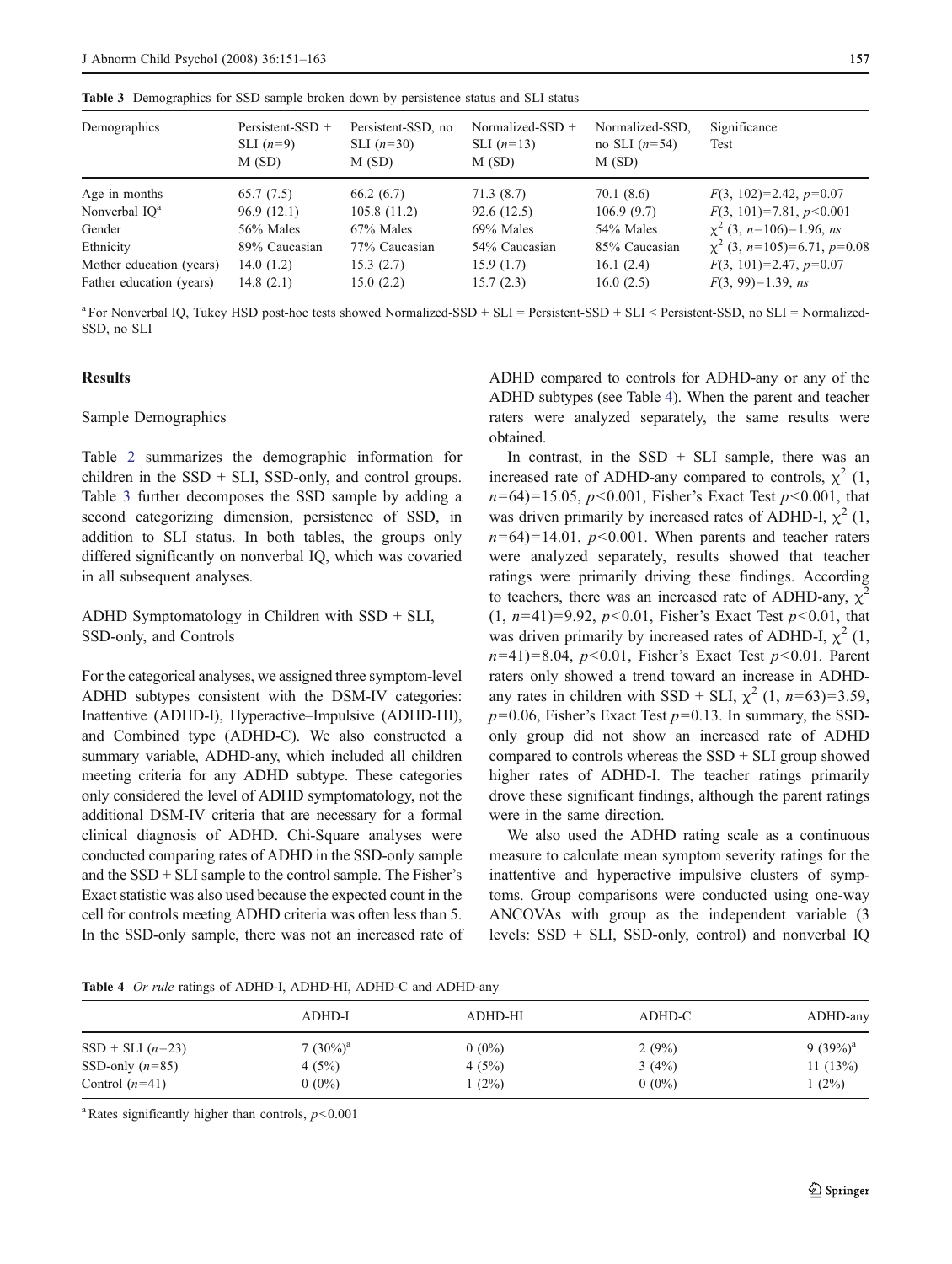**Table 3** Demographics for SSD sample broken down by persistence status and SLI status

| Demographics | Persistent-SSD + SLI ($n$=9) M (SD) | Persistent-SSD, no SLI ($n$=30) M (SD) | Normalized-SSD + SLI ($n$=13) M (SD) | Normalized-SSD, no SLI ($n$=54) M (SD) | Significance Test |
|---|---|---|---|---|---|
| Age in months | 65.7 (7.5) | 66.2 (6.7) | 71.3 (8.7) | 70.1 (8.6) | $F(3, 102)=2.42$, $p=0.07$ |
| Nonverbal IQ[a] | 96.9 (12.1) | 105.8 (11.2) | 92.6 (12.5) | 106.9 (9.7) | $F(3, 101)=7.81$, $p<0.001$ |
| Gender | 56% Males | 67% Males | 69% Males | 54% Males | $\chi^2$ (3, $n$=106)=1.96, *ns* |
| Ethnicity | 89% Caucasian | 77% Caucasian | 54% Caucasian | 85% Caucasian | $\chi^2$ (3, $n$=105)=6.71, $p=0.08$ |
| Mother education (years) | 14.0 (1.2) | 15.3 (2.7) | 15.9 (1.7) | 16.1 (2.4) | $F(3, 101)=2.47$, $p=0.07$ |
| Father education (years) | 14.8 (2.1) | 15.0 (2.2) | 15.7 (2.3) | 16.0 (2.5) | $F(3, 99)=1.39$, *ns* |

[a] For Nonverbal IQ, Tukey HSD post-hoc tests showed Normalized-SSD + SLI = Persistent-SSD + SLI < Persistent-SSD, no SLI = Normalized-SSD, no SLI

## Results

### Sample Demographics

Table 2 summarizes the demographic information for children in the SSD + SLI, SSD-only, and control groups. Table 3 further decomposes the SSD sample by adding a second categorizing dimension, persistence of SSD, in addition to SLI status. In both tables, the groups only differed significantly on nonverbal IQ, which was covaried in all subsequent analyses.

### ADHD Symptomatology in Children with SSD + SLI, SSD-only, and Controls

For the categorical analyses, we assigned three symptom-level ADHD subtypes consistent with the DSM-IV categories: Inattentive (ADHD-I), Hyperactive–Impulsive (ADHD-HI), and Combined type (ADHD-C). We also constructed a summary variable, ADHD-any, which included all children meeting criteria for any ADHD subtype. These categories only considered the level of ADHD symptomatology, not the additional DSM-IV criteria that are necessary for a formal clinical diagnosis of ADHD. Chi-Square analyses were conducted comparing rates of ADHD in the SSD-only sample and the SSD + SLI sample to the control sample. The Fisher's Exact statistic was also used because the expected count in the cell for controls meeting ADHD criteria was often less than 5. In the SSD-only sample, there was not an increased rate of ADHD compared to controls for ADHD-any or any of the ADHD subtypes (see Table 4). When the parent and teacher raters were analyzed separately, the same results were obtained.

In contrast, in the SSD + SLI sample, there was an increased rate of ADHD-any compared to controls, $\chi^2$ (1, $n$=64)=15.05, $p<0.001$, Fisher's Exact Test $p<0.001$, that was driven primarily by increased rates of ADHD-I, $\chi^2$ (1, $n$=64)=14.01, $p<0.001$. When parents and teacher raters were analyzed separately, results showed that teacher ratings were primarily driving these findings. According to teachers, there was an increased rate of ADHD-any, $\chi^2$ (1, $n$=41)=9.92, $p<0.01$, Fisher's Exact Test $p<0.01$, that was driven primarily by increased rates of ADHD-I, $\chi^2$ (1, $n$=41)=8.04, $p<0.01$, Fisher's Exact Test $p<0.01$. Parent raters only showed a trend toward an increase in ADHD-any rates in children with SSD + SLI, $\chi^2$ (1, $n$=63)=3.59, $p=0.06$, Fisher's Exact Test $p=0.13$. In summary, the SSD-only group did not show an increased rate of ADHD compared to controls whereas the SSD + SLI group showed higher rates of ADHD-I. The teacher ratings primarily drove these significant findings, although the parent ratings were in the same direction.

We also used the ADHD rating scale as a continuous measure to calculate mean symptom severity ratings for the inattentive and hyperactive–impulsive clusters of symptoms. Group comparisons were conducted using one-way ANCOVAs with group as the independent variable (3 levels: SSD + SLI, SSD-only, control) and nonverbal IQ

**Table 4** *Or rule* ratings of ADHD-I, ADHD-HI, ADHD-C and ADHD-any

| | ADHD-I | ADHD-HI | ADHD-C | ADHD-any |
|---|---|---|---|---|
| SSD + SLI ($n$=23) | 7 (30%)[a] | 0 (0%) | 2 (9%) | 9 (39%)[a] |
| SSD-only ($n$=85) | 4 (5%) | 4 (5%) | 3 (4%) | 11 (13%) |
| Control ($n$=41) | 0 (0%) | 1 (2%) | 0 (0%) | 1 (2%) |

[a] Rates significantly higher than controls, $p<0.001$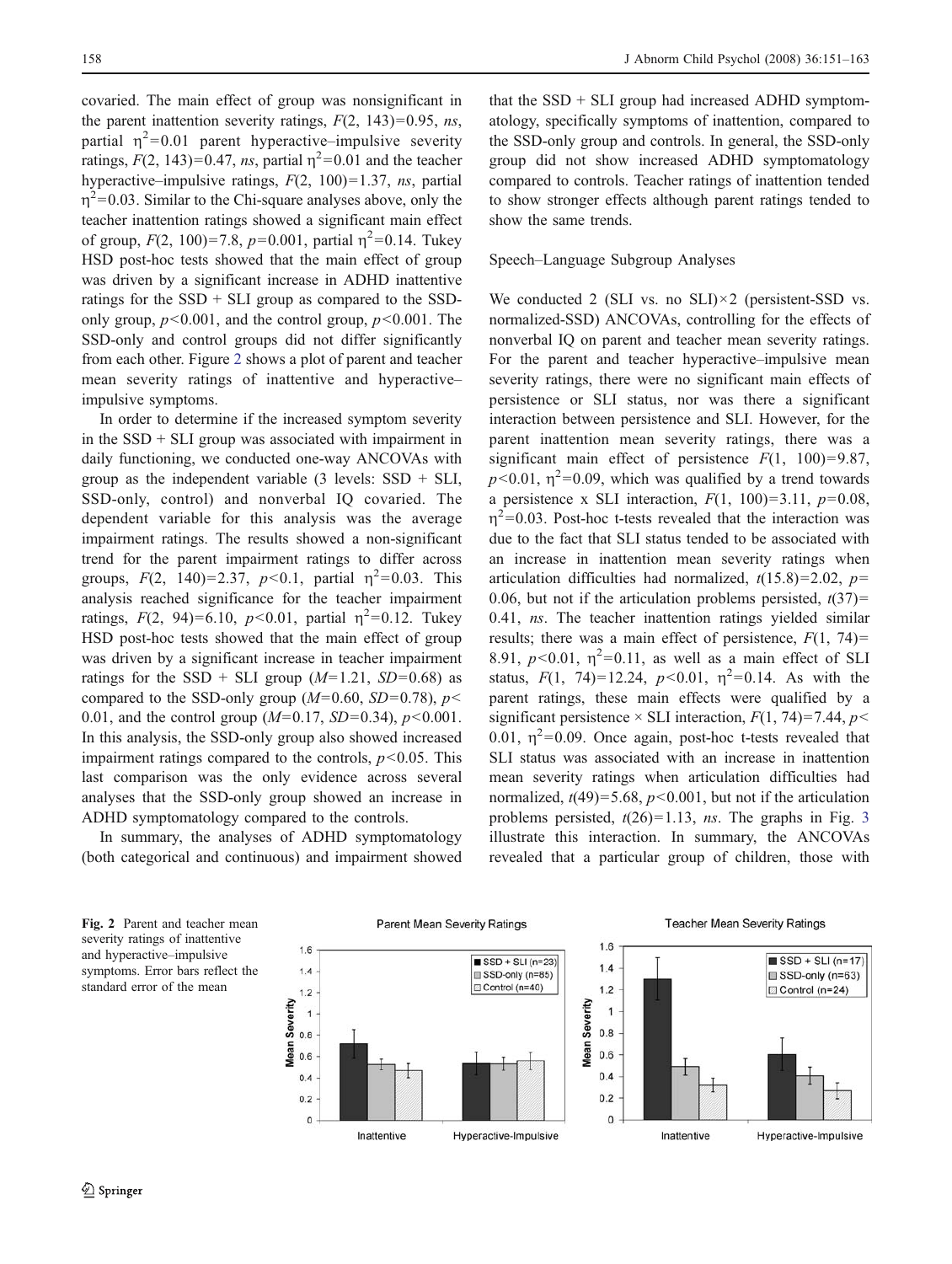covaried. The main effect of group was nonsignificant in the parent inattention severity ratings, $F(2, 143)=0.95$, *ns*, partial $\eta^2=0.01$ parent hyperactive–impulsive severity ratings, $F(2, 143)=0.47$, *ns*, partial $\eta^2=0.01$ and the teacher hyperactive–impulsive ratings, $F(2, 100)=1.37$, *ns*, partial $\eta^2=0.03$. Similar to the Chi-square analyses above, only the teacher inattention ratings showed a significant main effect of group, $F(2, 100)=7.8$, $p=0.001$, partial $\eta^2=0.14$. Tukey HSD post-hoc tests showed that the main effect of group was driven by a significant increase in ADHD inattentive ratings for the SSD + SLI group as compared to the SSD-only group, $p<0.001$, and the control group, $p<0.001$. The SSD-only and control groups did not differ significantly from each other. Figure 2 shows a plot of parent and teacher mean severity ratings of inattentive and hyperactive–impulsive symptoms.

In order to determine if the increased symptom severity in the SSD + SLI group was associated with impairment in daily functioning, we conducted one-way ANCOVAs with group as the independent variable (3 levels: SSD + SLI, SSD-only, control) and nonverbal IQ covaried. The dependent variable for this analysis was the average impairment ratings. The results showed a non-significant trend for the parent impairment ratings to differ across groups, $F(2, 140)=2.37$, $p<0.1$, partial $\eta^2=0.03$. This analysis reached significance for the teacher impairment ratings, $F(2, 94)=6.10$, $p<0.01$, partial $\eta^2=0.12$. Tukey HSD post-hoc tests showed that the main effect of group was driven by a significant increase in teacher impairment ratings for the SSD + SLI group ($M=1.21$, $SD=0.68$) as compared to the SSD-only group ($M=0.60$, $SD=0.78$), $p<0.01$, and the control group ($M=0.17$, $SD=0.34$), $p<0.001$. In this analysis, the SSD-only group also showed increased impairment ratings compared to the controls, $p<0.05$. This last comparison was the only evidence across several analyses that the SSD-only group showed an increase in ADHD symptomatology compared to the controls.

In summary, the analyses of ADHD symptomatology (both categorical and continuous) and impairment showed that the SSD + SLI group had increased ADHD symptomatology, specifically symptoms of inattention, compared to the SSD-only group and controls. In general, the SSD-only group did not show increased ADHD symptomatology compared to controls. Teacher ratings of inattention tended to show stronger effects although parent ratings tended to show the same trends.

### Speech–Language Subgroup Analyses

We conducted 2 (SLI vs. no SLI)×2 (persistent-SSD vs. normalized-SSD) ANCOVAs, controlling for the effects of nonverbal IQ on parent and teacher mean severity ratings. For the parent and teacher hyperactive–impulsive mean severity ratings, there were no significant main effects of persistence or SLI status, nor was there a significant interaction between persistence and SLI. However, for the parent inattention mean severity ratings, there was a significant main effect of persistence $F(1, 100)=9.87$, $p<0.01$, $\eta^2=0.09$, which was qualified by a trend towards a persistence x SLI interaction, $F(1, 100)=3.11$, $p=0.08$, $\eta^2=0.03$. Post-hoc t-tests revealed that the interaction was due to the fact that SLI status tended to be associated with an increase in inattention mean severity ratings when articulation difficulties had normalized, $t(15.8)=2.02$, $p=0.06$, but not if the articulation problems persisted, $t(37)=0.41$, *ns*. The teacher inattention ratings yielded similar results; there was a main effect of persistence, $F(1, 74)=8.91$, $p<0.01$, $\eta^2=0.11$, as well as a main effect of SLI status, $F(1, 74)=12.24$, $p<0.01$, $\eta^2=0.14$. As with the parent ratings, these main effects were qualified by a significant persistence × SLI interaction, $F(1, 74)=7.44$, $p<0.01$, $\eta^2=0.09$. Once again, post-hoc t-tests revealed that SLI status was associated with an increase in inattention mean severity ratings when articulation difficulties had normalized, $t(49)=5.68$, $p<0.001$, but not if the articulation problems persisted, $t(26)=1.13$, *ns*. The graphs in Fig. 3 illustrate this interaction. In summary, the ANCOVAs revealed that a particular group of children, those with

Parent Mean Severity Ratings

Mean Severity

SSD + SLI (n=23)
SSD-only (n=85)
Control (n=40)

Inattentive
Hyperactive-Impulsive

Teacher Mean Severity Ratings

Mean Severity

SSD + SLI (n=17)
SSD-only (n=63)
Control (n=24)

Inattentive
Hyperactive-Impulsive

**Fig. 2** Parent and teacher mean severity ratings of inattentive and hyperactive–impulsive symptoms. Error bars reflect the standard error of the mean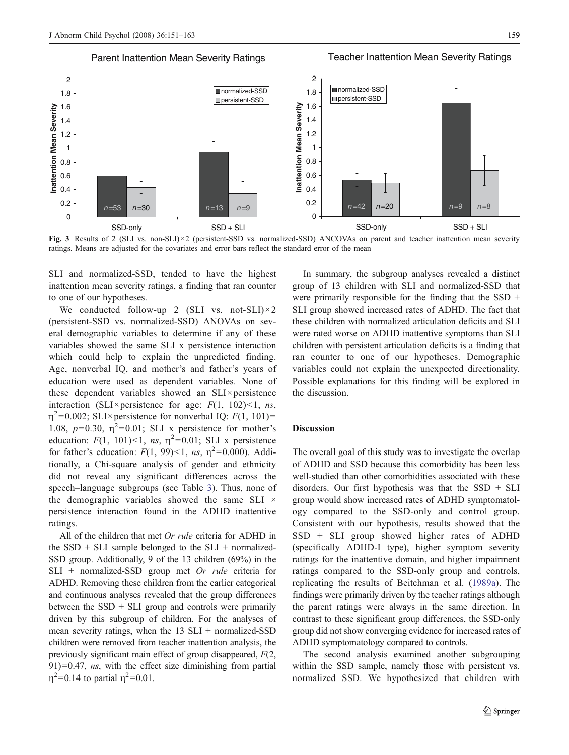Parent Inattention Mean Severity Ratings

Inattention Mean Severity

2
1.8
1.6
1.4
1.2
1
0.8
0.6
0.4
0.2
0

normalized-SSD
persistent-SSD

*n*=53 *n*=30 *n*=13 *n*=9

SSD-only SSD + SLI

Teacher Inattention Mean Severity Ratings

Inattention Mean Severity

2
1.8
1.6
1.4
1.2
1
0.8
0.6
0.4
0.2
0

normalized-SSD
persistent-SSD

*n*=42 *n*=20 *n*=9 *n*=8

SSD-only SSD + SLI

**Fig. 3** Results of 2 (SLI vs. non-SLI)×2 (persistent-SSD vs. normalized-SSD) ANCOVAs on parent and teacher inattention mean severity ratings. Means are adjusted for the covariates and error bars reflect the standard error of the mean

SLI and normalized-SSD, tended to have the highest inattention mean severity ratings, a finding that ran counter to one of our hypotheses.

We conducted follow-up 2 (SLI vs. not-SLI)×2 (persistent-SSD vs. normalized-SSD) ANOVAs on several demographic variables to determine if any of these variables showed the same SLI x persistence interaction which could help to explain the unpredicted finding. Age, nonverbal IQ, and mother's and father's years of education were used as dependent variables. None of these dependent variables showed an SLI×persistence interaction (SLI×persistence for age: $F(1, 102)<1$, *ns*, $\eta^2=0.002$; SLI×persistence for nonverbal IQ: $F(1, 101)=1.08$, $p=0.30$, $\eta^2=0.01$; SLI x persistence for mother's education: $F(1, 101)<1$, *ns*, $\eta^2=0.01$; SLI x persistence for father's education: $F(1, 99)<1$, *ns*, $\eta^2=0.000$). Additionally, a Chi-square analysis of gender and ethnicity did not reveal any significant differences across the speech–language subgroups (see Table 3). Thus, none of the demographic variables showed the same SLI × persistence interaction found in the ADHD inattentive ratings.

All of the children that met *Or rule* criteria for ADHD in the SSD + SLI sample belonged to the SLI + normalized-SSD group. Additionally, 9 of the 13 children (69%) in the SLI + normalized-SSD group met *Or rule* criteria for ADHD. Removing these children from the earlier categorical and continuous analyses revealed that the group differences between the SSD + SLI group and controls were primarily driven by this subgroup of children. For the analyses of mean severity ratings, when the 13 SLI + normalized-SSD children were removed from teacher inattention analysis, the previously significant main effect of group disappeared, $F(2, 91)=0.47$, *ns*, with the effect size diminishing from partial $\eta^2=0.14$ to partial $\eta^2=0.01$.

In summary, the subgroup analyses revealed a distinct group of 13 children with SLI and normalized-SSD that were primarily responsible for the finding that the SSD + SLI group showed increased rates of ADHD. The fact that these children with normalized articulation deficits and SLI were rated worse on ADHD inattentive symptoms than SLI children with persistent articulation deficits is a finding that ran counter to one of our hypotheses. Demographic variables could not explain the unexpected directionality. Possible explanations for this finding will be explored in the discussion.

## Discussion

The overall goal of this study was to investigate the overlap of ADHD and SSD because this comorbidity has been less well-studied than other comorbidities associated with these disorders. Our first hypothesis was that the SSD + SLI group would show increased rates of ADHD symptomatology compared to the SSD-only and control group. Consistent with our hypothesis, results showed that the SSD + SLI group showed higher rates of ADHD (specifically ADHD-I type), higher symptom severity ratings for the inattentive domain, and higher impairment ratings compared to the SSD-only group and controls, replicating the results of Beitchman et al. (1989a). The findings were primarily driven by the teacher ratings although the parent ratings were always in the same direction. In contrast to these significant group differences, the SSD-only group did not show converging evidence for increased rates of ADHD symptomatology compared to controls.

The second analysis examined another subgrouping within the SSD sample, namely those with persistent vs. normalized SSD. We hypothesized that children with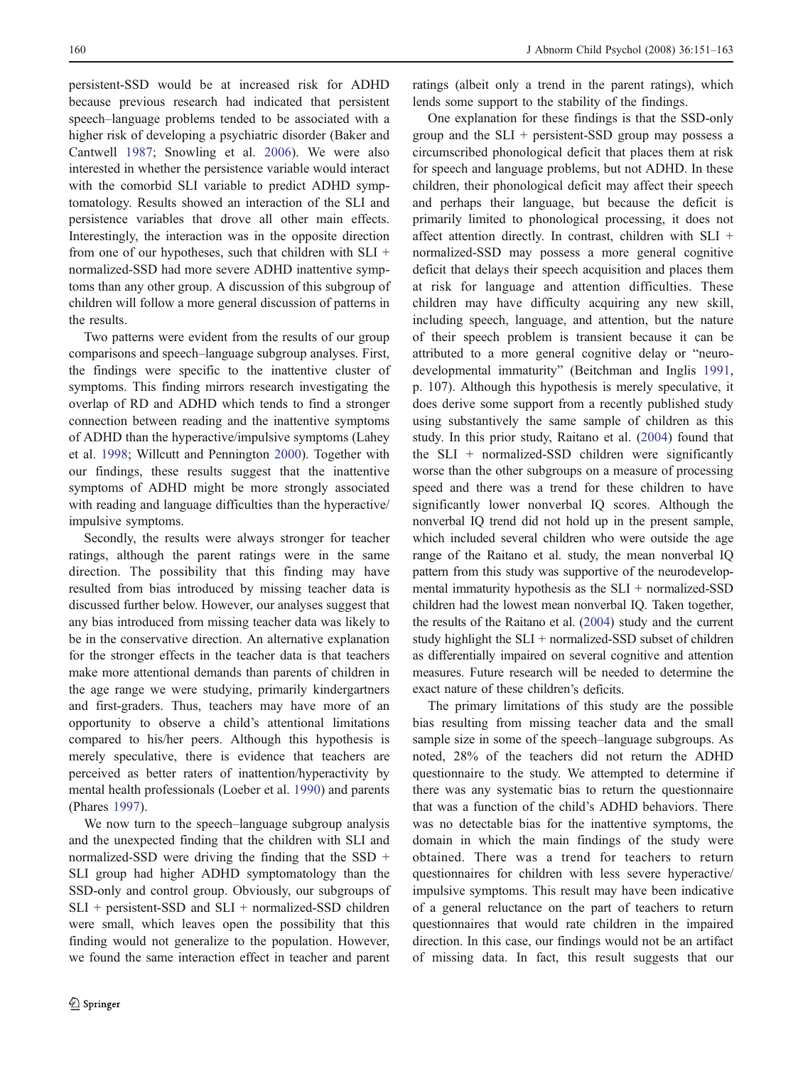persistent-SSD would be at increased risk for ADHD because previous research had indicated that persistent speech–language problems tended to be associated with a higher risk of developing a psychiatric disorder (Baker and Cantwell 1987; Snowling et al. 2006). We were also interested in whether the persistence variable would interact with the comorbid SLI variable to predict ADHD symptomatology. Results showed an interaction of the SLI and persistence variables that drove all other main effects. Interestingly, the interaction was in the opposite direction from one of our hypotheses, such that children with SLI + normalized-SSD had more severe ADHD inattentive symptoms than any other group. A discussion of this subgroup of children will follow a more general discussion of patterns in the results.

Two patterns were evident from the results of our group comparisons and speech–language subgroup analyses. First, the findings were specific to the inattentive cluster of symptoms. This finding mirrors research investigating the overlap of RD and ADHD which tends to find a stronger connection between reading and the inattentive symptoms of ADHD than the hyperactive/impulsive symptoms (Lahey et al. 1998; Willcutt and Pennington 2000). Together with our findings, these results suggest that the inattentive symptoms of ADHD might be more strongly associated with reading and language difficulties than the hyperactive/impulsive symptoms.

Secondly, the results were always stronger for teacher ratings, although the parent ratings were in the same direction. The possibility that this finding may have resulted from bias introduced by missing teacher data is discussed further below. However, our analyses suggest that any bias introduced from missing teacher data was likely to be in the conservative direction. An alternative explanation for the stronger effects in the teacher data is that teachers make more attentional demands than parents of children in the age range we were studying, primarily kindergartners and first-graders. Thus, teachers may have more of an opportunity to observe a child's attentional limitations compared to his/her peers. Although this hypothesis is merely speculative, there is evidence that teachers are perceived as better raters of inattention/hyperactivity by mental health professionals (Loeber et al. 1990) and parents (Phares 1997).

We now turn to the speech–language subgroup analysis and the unexpected finding that the children with SLI and normalized-SSD were driving the finding that the SSD + SLI group had higher ADHD symptomatology than the SSD-only and control group. Obviously, our subgroups of SLI + persistent-SSD and SLI + normalized-SSD children were small, which leaves open the possibility that this finding would not generalize to the population. However, we found the same interaction effect in teacher and parent ratings (albeit only a trend in the parent ratings), which lends some support to the stability of the findings.

One explanation for these findings is that the SSD-only group and the SLI + persistent-SSD group may possess a circumscribed phonological deficit that places them at risk for speech and language problems, but not ADHD. In these children, their phonological deficit may affect their speech and perhaps their language, but because the deficit is primarily limited to phonological processing, it does not affect attention directly. In contrast, children with SLI + normalized-SSD may possess a more general cognitive deficit that delays their speech acquisition and places them at risk for language and attention difficulties. These children may have difficulty acquiring any new skill, including speech, language, and attention, but the nature of their speech problem is transient because it can be attributed to a more general cognitive delay or "neurodevelopmental immaturity" (Beitchman and Inglis 1991, p. 107). Although this hypothesis is merely speculative, it does derive some support from a recently published study using substantively the same sample of children as this study. In this prior study, Raitano et al. (2004) found that the SLI + normalized-SSD children were significantly worse than the other subgroups on a measure of processing speed and there was a trend for these children to have significantly lower nonverbal IQ scores. Although the nonverbal IQ trend did not hold up in the present sample, which included several children who were outside the age range of the Raitano et al. study, the mean nonverbal IQ pattern from this study was supportive of the neurodevelopmental immaturity hypothesis as the SLI + normalized-SSD children had the lowest mean nonverbal IQ. Taken together, the results of the Raitano et al. (2004) study and the current study highlight the SLI + normalized-SSD subset of children as differentially impaired on several cognitive and attention measures. Future research will be needed to determine the exact nature of these children's deficits.

The primary limitations of this study are the possible bias resulting from missing teacher data and the small sample size in some of the speech–language subgroups. As noted, 28% of the teachers did not return the ADHD questionnaire to the study. We attempted to determine if there was any systematic bias to return the questionnaire that was a function of the child's ADHD behaviors. There was no detectable bias for the inattentive symptoms, the domain in which the main findings of the study were obtained. There was a trend for teachers to return questionnaires for children with less severe hyperactive/impulsive symptoms. This result may have been indicative of a general reluctance on the part of teachers to return questionnaires that would rate children in the impaired direction. In this case, our findings would not be an artifact of missing data. In fact, this result suggests that our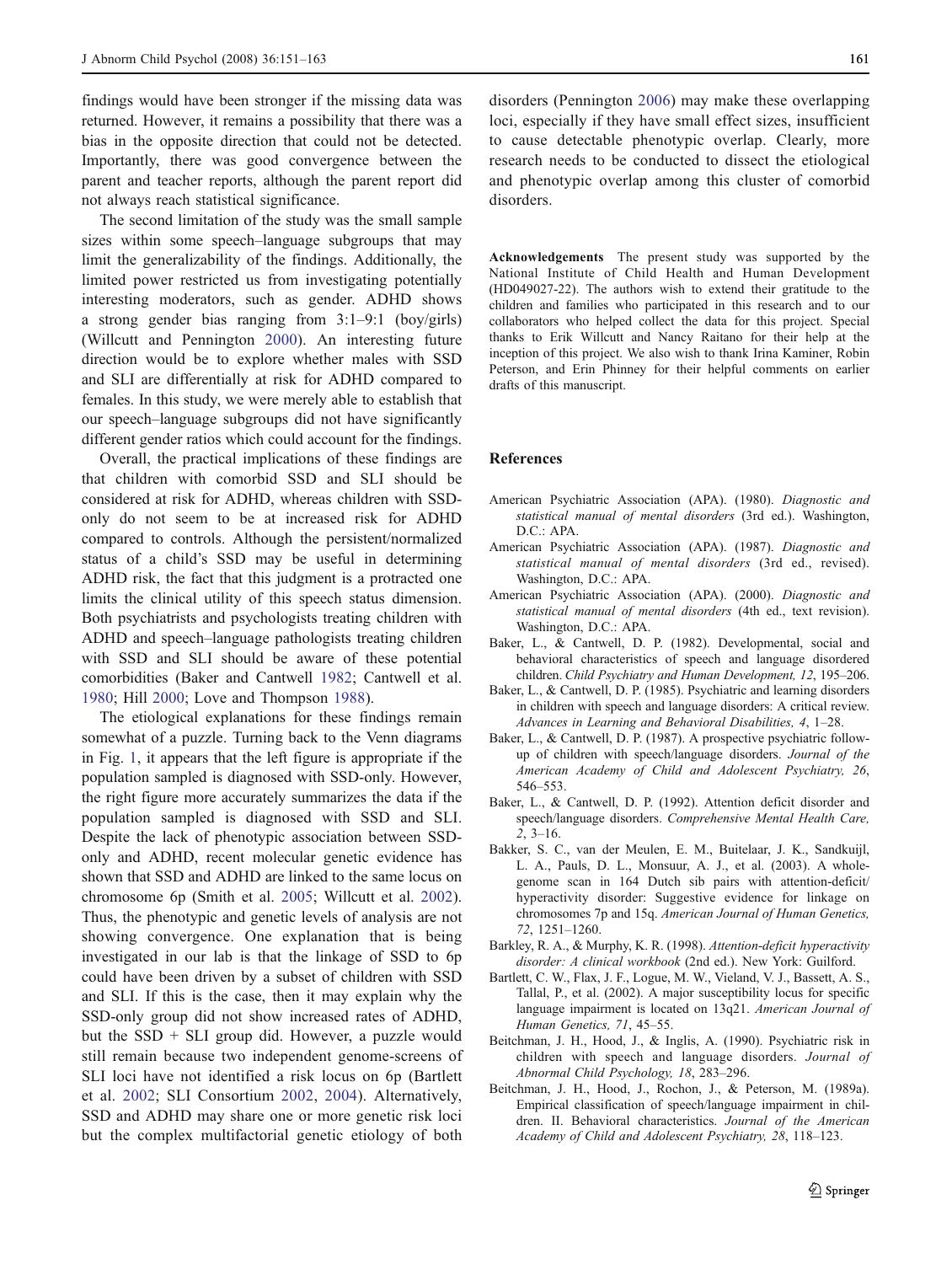findings would have been stronger if the missing data was returned. However, it remains a possibility that there was a bias in the opposite direction that could not be detected. Importantly, there was good convergence between the parent and teacher reports, although the parent report did not always reach statistical significance.

The second limitation of the study was the small sample sizes within some speech–language subgroups that may limit the generalizability of the findings. Additionally, the limited power restricted us from investigating potentially interesting moderators, such as gender. ADHD shows a strong gender bias ranging from 3:1–9:1 (boy/girls) (Willcutt and Pennington 2000). An interesting future direction would be to explore whether males with SSD and SLI are differentially at risk for ADHD compared to females. In this study, we were merely able to establish that our speech–language subgroups did not have significantly different gender ratios which could account for the findings.

Overall, the practical implications of these findings are that children with comorbid SSD and SLI should be considered at risk for ADHD, whereas children with SSD-only do not seem to be at increased risk for ADHD compared to controls. Although the persistent/normalized status of a child's SSD may be useful in determining ADHD risk, the fact that this judgment is a protracted one limits the clinical utility of this speech status dimension. Both psychiatrists and psychologists treating children with ADHD and speech–language pathologists treating children with SSD and SLI should be aware of these potential comorbidities (Baker and Cantwell 1982; Cantwell et al. 1980; Hill 2000; Love and Thompson 1988).

The etiological explanations for these findings remain somewhat of a puzzle. Turning back to the Venn diagrams in Fig. 1, it appears that the left figure is appropriate if the population sampled is diagnosed with SSD-only. However, the right figure more accurately summarizes the data if the population sampled is diagnosed with SSD and SLI. Despite the lack of phenotypic association between SSD-only and ADHD, recent molecular genetic evidence has shown that SSD and ADHD are linked to the same locus on chromosome 6p (Smith et al. 2005; Willcutt et al. 2002). Thus, the phenotypic and genetic levels of analysis are not showing convergence. One explanation that is being investigated in our lab is that the linkage of SSD to 6p could have been driven by a subset of children with SSD and SLI. If this is the case, then it may explain why the SSD-only group did not show increased rates of ADHD, but the SSD + SLI group did. However, a puzzle would still remain because two independent genome-screens of SLI loci have not identified a risk locus on 6p (Bartlett et al. 2002; SLI Consortium 2002, 2004). Alternatively, SSD and ADHD may share one or more genetic risk loci but the complex multifactorial genetic etiology of both disorders (Pennington 2006) may make these overlapping loci, especially if they have small effect sizes, insufficient to cause detectable phenotypic overlap. Clearly, more research needs to be conducted to dissect the etiological and phenotypic overlap among this cluster of comorbid disorders.

**Acknowledgements** The present study was supported by the National Institute of Child Health and Human Development (HD049027-22). The authors wish to extend their gratitude to the children and families who participated in this research and to our collaborators who helped collect the data for this project. Special thanks to Erik Willcutt and Nancy Raitano for their help at the inception of this project. We also wish to thank Irina Kaminer, Robin Peterson, and Erin Phinney for their helpful comments on earlier drafts of this manuscript.

## References

American Psychiatric Association (APA). (1980). *Diagnostic and statistical manual of mental disorders* (3rd ed.). Washington, D.C.: APA.

American Psychiatric Association (APA). (1987). *Diagnostic and statistical manual of mental disorders* (3rd ed., revised). Washington, D.C.: APA.

American Psychiatric Association (APA). (2000). *Diagnostic and statistical manual of mental disorders* (4th ed., text revision). Washington, D.C.: APA.

Baker, L., & Cantwell, D. P. (1982). Developmental, social and behavioral characteristics of speech and language disordered children. *Child Psychiatry and Human Development, 12*, 195–206.

Baker, L., & Cantwell, D. P. (1985). Psychiatric and learning disorders in children with speech and language disorders: A critical review. *Advances in Learning and Behavioral Disabilities, 4*, 1–28.

Baker, L., & Cantwell, D. P. (1987). A prospective psychiatric follow-up of children with speech/language disorders. *Journal of the American Academy of Child and Adolescent Psychiatry, 26*, 546–553.

Baker, L., & Cantwell, D. P. (1992). Attention deficit disorder and speech/language disorders. *Comprehensive Mental Health Care, 2*, 3–16.

Bakker, S. C., van der Meulen, E. M., Buitelaar, J. K., Sandkuijl, L. A., Pauls, D. L., Monsuur, A. J., et al. (2003). A whole-genome scan in 164 Dutch sib pairs with attention-deficit/hyperactivity disorder: Suggestive evidence for linkage on chromosomes 7p and 15q. *American Journal of Human Genetics, 72*, 1251–1260.

Barkley, R. A., & Murphy, K. R. (1998). *Attention-deficit hyperactivity disorder: A clinical workbook* (2nd ed.). New York: Guilford.

Bartlett, C. W., Flax, J. F., Logue, M. W., Vieland, V. J., Bassett, A. S., Tallal, P., et al. (2002). A major susceptibility locus for specific language impairment is located on 13q21. *American Journal of Human Genetics, 71*, 45–55.

Beitchman, J. H., Hood, J., & Inglis, A. (1990). Psychiatric risk in children with speech and language disorders. *Journal of Abnormal Child Psychology, 18*, 283–296.

Beitchman, J. H., Hood, J., Rochon, J., & Peterson, M. (1989a). Empirical classification of speech/language impairment in children. II. Behavioral characteristics. *Journal of the American Academy of Child and Adolescent Psychiatry, 28*, 118–123.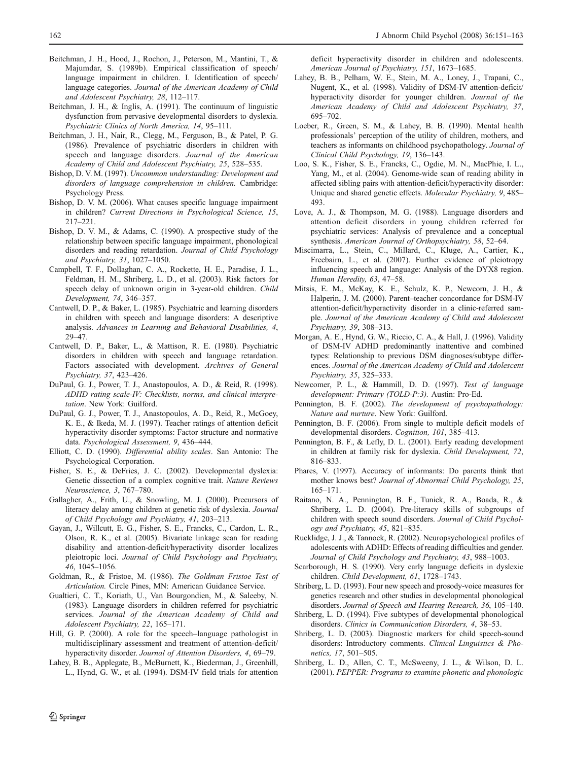Beitchman, J. H., Hood, J., Rochon, J., Peterson, M., Mantini, T., & Majumdar, S. (1989b). Empirical classification of speech/language impairment in children. I. Identification of speech/language categories. *Journal of the American Academy of Child and Adolescent Psychiatry, 28*, 112–117.

Beitchman, J. H., & Inglis, A. (1991). The continuum of linguistic dysfunction from pervasive developmental disorders to dyslexia. *Psychiatric Clinics of North America, 14*, 95–111.

Beitchman, J. H., Nair, R., Clegg, M., Ferguson, B., & Patel, P. G. (1986). Prevalence of psychiatric disorders in children with speech and language disorders. *Journal of the American Academy of Child and Adolescent Psychiatry, 25*, 528–535.

Bishop, D. V. M. (1997). *Uncommon understanding: Development and disorders of language comprehension in children.* Cambridge: Psychology Press.

Bishop, D. V. M. (2006). What causes specific language impairment in children? *Current Directions in Psychological Science, 15*, 217–221.

Bishop, D. V. M., & Adams, C. (1990). A prospective study of the relationship between specific language impairment, phonological disorders and reading retardation. *Journal of Child Psychology and Psychiatry, 31*, 1027–1050.

Campbell, T. F., Dollaghan, C. A., Rockette, H. E., Paradise, J. L., Feldman, H. M., Shriberg, L. D., et al. (2003). Risk factors for speech delay of unknown origin in 3-year-old children. *Child Development, 74*, 346–357.

Cantwell, D. P., & Baker, L. (1985). Psychiatric and learning disorders in children with speech and language disorders: A descriptive analysis. *Advances in Learning and Behavioral Disabilities, 4*, 29–47.

Cantwell, D. P., Baker, L., & Mattison, R. E. (1980). Psychiatric disorders in children with speech and language retardation. Factors associated with development. *Archives of General Psychiatry, 37*, 423–426.

DuPaul, G. J., Power, T. J., Anastopoulos, A. D., & Reid, R. (1998). *ADHD rating scale-IV: Checklists, norms, and clinical interpretation*. New York: Guilford.

DuPaul, G. J., Power, T. J., Anastopoulos, A. D., Reid, R., McGoey, K. E., & Ikeda, M. J. (1997). Teacher ratings of attention deficit hyperactivity disorder symptoms: Factor structure and normative data. *Psychological Assessment, 9*, 436–444.

Elliott, C. D. (1990). *Differential ability scales*. San Antonio: The Psychological Corporation.

Fisher, S. E., & DeFries, J. C. (2002). Developmental dyslexia: Genetic dissection of a complex cognitive trait. *Nature Reviews Neuroscience, 3*, 767–780.

Gallagher, A., Frith, U., & Snowling, M. J. (2000). Precursors of literacy delay among children at genetic risk of dyslexia. *Journal of Child Psychology and Psychiatry, 41*, 203–213.

Gayan, J., Willcutt, E. G., Fisher, S. E., Francks, C., Cardon, L. R., Olson, R. K., et al. (2005). Bivariate linkage scan for reading disability and attention-deficit/hyperactivity disorder localizes pleiotropic loci. *Journal of Child Psychology and Psychiatry, 46*, 1045–1056.

Goldman, R., & Fristoe, M. (1986). *The Goldman Fristoe Test of Articulation.* Circle Pines, MN: American Guidance Service.

Gualtieri, C. T., Koriath, U., Van Bourgondien, M., & Saleeby, N. (1983). Language disorders in children referred for psychiatric services. *Journal of the American Academy of Child and Adolescent Psychiatry, 22*, 165–171.

Hill, G. P. (2000). A role for the speech–language pathologist in multidisciplinary assessment and treatment of attention-deficit/hyperactivity disorder. *Journal of Attention Disorders, 4*, 69–79.

Lahey, B. B., Applegate, B., McBurnett, K., Biederman, J., Greenhill, L., Hynd, G. W., et al. (1994). DSM-IV field trials for attention deficit hyperactivity disorder in children and adolescents. *American Journal of Psychiatry, 151*, 1673–1685.

Lahey, B. B., Pelham, W. E., Stein, M. A., Loney, J., Trapani, C., Nugent, K., et al. (1998). Validity of DSM-IV attention-deficit/hyperactivity disorder for younger children. *Journal of the American Academy of Child and Adolescent Psychiatry, 37*, 695–702.

Loeber, R., Green, S. M., & Lahey, B. B. (1990). Mental health professionals' perception of the utility of children, mothers, and teachers as informants on childhood psychopathology. *Journal of Clinical Child Psychology, 19*, 136–143.

Loo, S. K., Fisher, S. E., Francks, C., Ogdie, M. N., MacPhie, I. L., Yang, M., et al. (2004). Genome-wide scan of reading ability in affected sibling pairs with attention-deficit/hyperactivity disorder: Unique and shared genetic effects. *Molecular Psychiatry, 9*, 485–493.

Love, A. J., & Thompson, M. G. (1988). Language disorders and attention deficit disorders in young children referred for psychiatric services: Analysis of prevalence and a conceptual synthesis. *American Journal of Orthopsychiatry, 58*, 52–64.

Miscimarra, L., Stein, C., Millard, C., Kluge, A., Cartier, K., Freebairn, L., et al. (2007). Further evidence of pleiotropy influencing speech and language: Analysis of the DYX8 region. *Human Heredity, 63*, 47–58.

Mitsis, E. M., McKay, K. E., Schulz, K. P., Newcorn, J. H., & Halperin, J. M. (2000). Parent–teacher concordance for DSM-IV attention-deficit/hyperactivity disorder in a clinic-referred sample. *Journal of the American Academy of Child and Adolescent Psychiatry, 39*, 308–313.

Morgan, A. E., Hynd, G. W., Riccio, C. A., & Hall, J. (1996). Validity of DSM-IV ADHD predominantly inattentive and combined types: Relationship to previous DSM diagnoses/subtype differences. *Journal of the American Academy of Child and Adolescent Psychiatry, 35*, 325–333.

Newcomer, P. L., & Hammill, D. D. (1997). *Test of language development: Primary (TOLD-P:3).* Austin: Pro-Ed.

Pennington, B. F. (2002). *The development of psychopathology: Nature and nurture*. New York: Guilford.

Pennington, B. F. (2006). From single to multiple deficit models of developmental disorders. *Cognition, 101*, 385–413.

Pennington, B. F., & Lefly, D. L. (2001). Early reading development in children at family risk for dyslexia. *Child Development, 72*, 816–833.

Phares, V. (1997). Accuracy of informants: Do parents think that mother knows best? *Journal of Abnormal Child Psychology, 25*, 165–171.

Raitano, N. A., Pennington, B. F., Tunick, R. A., Boada, R., & Shriberg, L. D. (2004). Pre-literacy skills of subgroups of children with speech sound disorders. *Journal of Child Psychology and Psychiatry, 45*, 821–835.

Rucklidge, J. J., & Tannock, R. (2002). Neuropsychological profiles of adolescents with ADHD: Effects of reading difficulties and gender. *Journal of Child Psychology and Psychiatry, 43*, 988–1003.

Scarborough, H. S. (1990). Very early language deficits in dyslexic children. *Child Development, 61*, 1728–1743.

Shriberg, L. D. (1993). Four new speech and prosody-voice measures for genetics research and other studies in developmental phonological disorders. *Journal of Speech and Hearing Research, 36*, 105–140.

Shriberg, L. D. (1994). Five subtypes of developmental phonological disorders. *Clinics in Communication Disorders, 4*, 38–53.

Shriberg, L. D. (2003). Diagnostic markers for child speech-sound disorders: Introductory comments. *Clinical Linguistics & Phonetics, 17*, 501–505.

Shriberg, L. D., Allen, C. T., McSweeny, J. L., & Wilson, D. L. (2001). *PEPPER: Programs to examine phonetic and phonologic*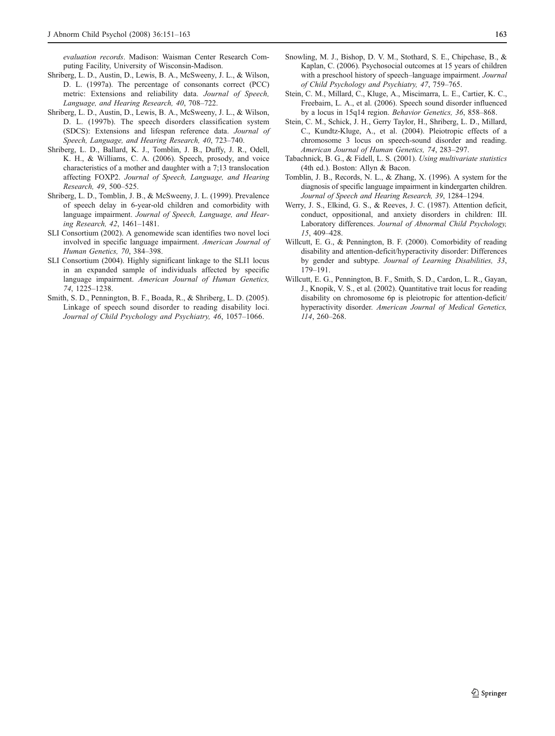*evaluation records*. Madison: Waisman Center Research Computing Facility, University of Wisconsin-Madison.

Shriberg, L. D., Austin, D., Lewis, B. A., McSweeny, J. L., & Wilson, D. L. (1997a). The percentage of consonants correct (PCC) metric: Extensions and reliability data. *Journal of Speech, Language, and Hearing Research, 40*, 708–722.

Shriberg, L. D., Austin, D., Lewis, B. A., McSweeny, J. L., & Wilson, D. L. (1997b). The speech disorders classification system (SDCS): Extensions and lifespan reference data. *Journal of Speech, Language, and Hearing Research, 40*, 723–740.

Shriberg, L. D., Ballard, K. J., Tomblin, J. B., Duffy, J. R., Odell, K. H., & Williams, C. A. (2006). Speech, prosody, and voice characteristics of a mother and daughter with a 7;13 translocation affecting FOXP2. *Journal of Speech, Language, and Hearing Research, 49*, 500–525.

Shriberg, L. D., Tomblin, J. B., & McSweeny, J. L. (1999). Prevalence of speech delay in 6-year-old children and comorbidity with language impairment. *Journal of Speech, Language, and Hearing Research, 42*, 1461–1481.

SLI Consortium (2002). A genomewide scan identifies two novel loci involved in specific language impairment. *American Journal of Human Genetics, 70*, 384–398.

SLI Consortium (2004). Highly significant linkage to the SLI1 locus in an expanded sample of individuals affected by specific language impairment. *American Journal of Human Genetics, 74*, 1225–1238.

Smith, S. D., Pennington, B. F., Boada, R., & Shriberg, L. D. (2005). Linkage of speech sound disorder to reading disability loci. *Journal of Child Psychology and Psychiatry, 46*, 1057–1066.

Snowling, M. J., Bishop, D. V. M., Stothard, S. E., Chipchase, B., & Kaplan, C. (2006). Psychosocial outcomes at 15 years of children with a preschool history of speech–language impairment. *Journal of Child Psychology and Psychiatry, 47*, 759–765.

Stein, C. M., Millard, C., Kluge, A., Miscimarra, L. E., Cartier, K. C., Freebairn, L. A., et al. (2006). Speech sound disorder influenced by a locus in 15q14 region. *Behavior Genetics, 36*, 858–868.

Stein, C. M., Schick, J. H., Gerry Taylor, H., Shriberg, L. D., Millard, C., Kundtz-Kluge, A., et al. (2004). Pleiotropic effects of a chromosome 3 locus on speech-sound disorder and reading. *American Journal of Human Genetics, 74*, 283–297.

Tabachnick, B. G., & Fidell, L. S. (2001). *Using multivariate statistics* (4th ed.). Boston: Allyn & Bacon.

Tomblin, J. B., Records, N. L., & Zhang, X. (1996). A system for the diagnosis of specific language impairment in kindergarten children. *Journal of Speech and Hearing Research, 39*, 1284–1294.

Werry, J. S., Elkind, G. S., & Reeves, J. C. (1987). Attention deficit, conduct, oppositional, and anxiety disorders in children: III. Laboratory differences. *Journal of Abnormal Child Psychology, 15*, 409–428.

Willcutt, E. G., & Pennington, B. F. (2000). Comorbidity of reading disability and attention-deficit/hyperactivity disorder: Differences by gender and subtype. *Journal of Learning Disabilities, 33*, 179–191.

Willcutt, E. G., Pennington, B. F., Smith, S. D., Cardon, L. R., Gayan, J., Knopik, V. S., et al. (2002). Quantitative trait locus for reading disability on chromosome 6p is pleiotropic for attention-deficit/hyperactivity disorder. *American Journal of Medical Genetics, 114*, 260–268.